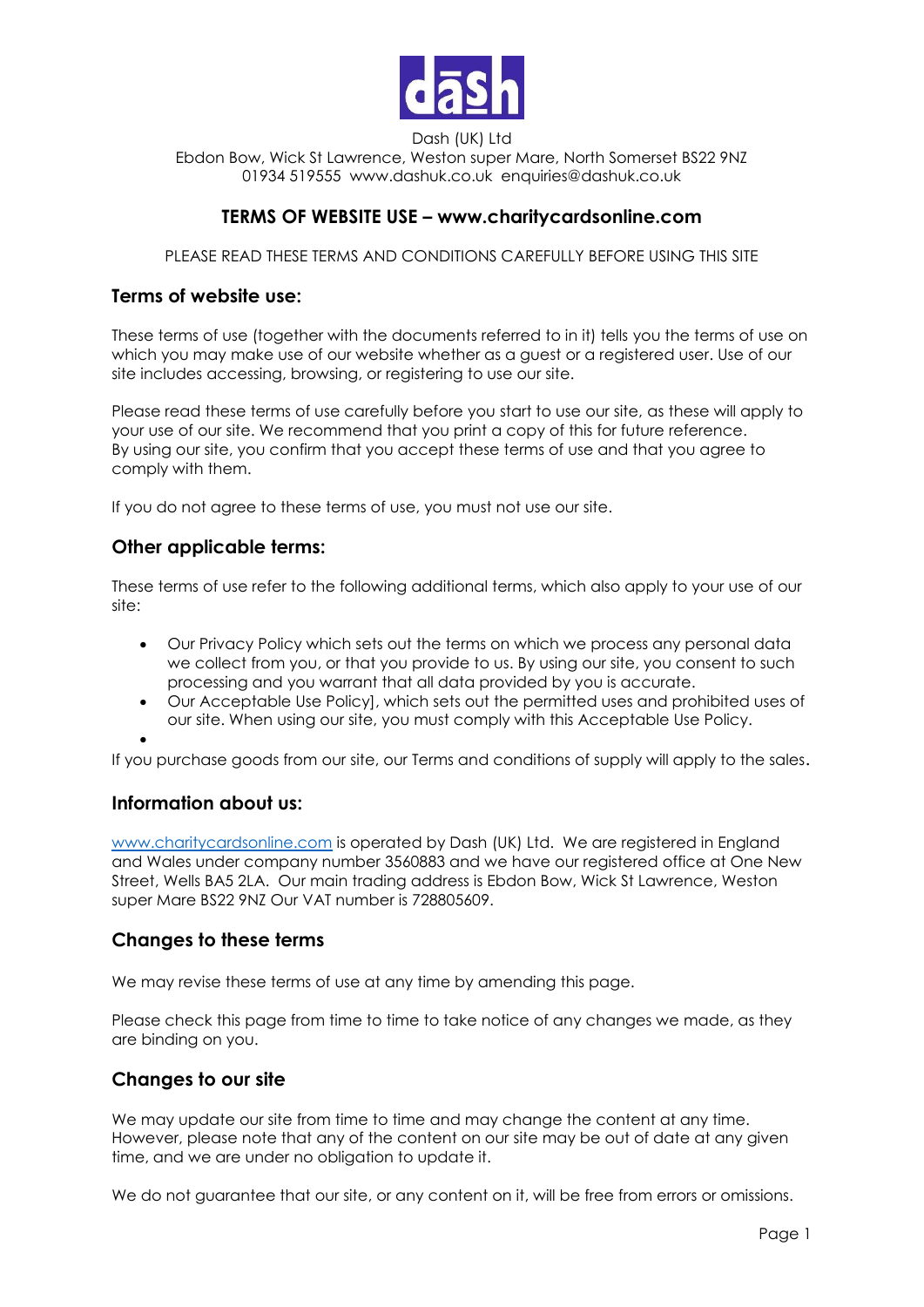Dash (UK) Ltd
Ebdon Bow, Wick St Lawrence, Weston super Mare, North Somerset BS22 9NZ
01934 519555 www.dashuk.co.uk enquiries@dashuk.co.uk

# TERMS OF WEBSITE USE – www.charitycardsonline.com

PLEASE READ THESE TERMS AND CONDITIONS CAREFULLY BEFORE USING THIS SITE

## Terms of website use:

These terms of use (together with the documents referred to in it) tells you the terms of use on which you may make use of our website whether as a guest or a registered user. Use of our site includes accessing, browsing, or registering to use our site.

Please read these terms of use carefully before you start to use our site, as these will apply to your use of our site. We recommend that you print a copy of this for future reference.
By using our site, you confirm that you accept these terms of use and that you agree to comply with them.

If you do not agree to these terms of use, you must not use our site.

## Other applicable terms:

These terms of use refer to the following additional terms, which also apply to your use of our site:

- Our Privacy Policy which sets out the terms on which we process any personal data we collect from you, or that you provide to us. By using our site, you consent to such processing and you warrant that all data provided by you is accurate.
- Our Acceptable Use Policy], which sets out the permitted uses and prohibited uses of our site. When using our site, you must comply with this Acceptable Use Policy.
-

If you purchase goods from our site, our Terms and conditions of supply will apply to the sales.

## Information about us:

www.charitycardsonline.com is operated by Dash (UK) Ltd. We are registered in England and Wales under company number 3560883 and we have our registered office at One New Street, Wells BA5 2LA. Our main trading address is Ebdon Bow, Wick St Lawrence, Weston super Mare BS22 9NZ Our VAT number is 728805609.

## Changes to these terms

We may revise these terms of use at any time by amending this page.

Please check this page from time to time to take notice of any changes we made, as they are binding on you.

## Changes to our site

We may update our site from time to time and may change the content at any time. However, please note that any of the content on our site may be out of date at any given time, and we are under no obligation to update it.

We do not guarantee that our site, or any content on it, will be free from errors or omissions.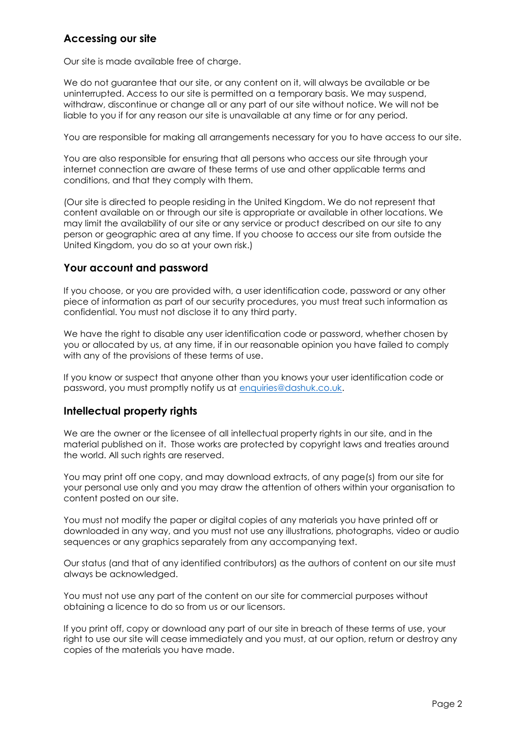## Accessing our site

Our site is made available free of charge.

We do not guarantee that our site, or any content on it, will always be available or be uninterrupted. Access to our site is permitted on a temporary basis. We may suspend, withdraw, discontinue or change all or any part of our site without notice. We will not be liable to you if for any reason our site is unavailable at any time or for any period.

You are responsible for making all arrangements necessary for you to have access to our site.

You are also responsible for ensuring that all persons who access our site through your internet connection are aware of these terms of use and other applicable terms and conditions, and that they comply with them.

(Our site is directed to people residing in the United Kingdom. We do not represent that content available on or through our site is appropriate or available in other locations. We may limit the availability of our site or any service or product described on our site to any person or geographic area at any time. If you choose to access our site from outside the United Kingdom, you do so at your own risk.)

## Your account and password

If you choose, or you are provided with, a user identification code, password or any other piece of information as part of our security procedures, you must treat such information as confidential. You must not disclose it to any third party.

We have the right to disable any user identification code or password, whether chosen by you or allocated by us, at any time, if in our reasonable opinion you have failed to comply with any of the provisions of these terms of use.

If you know or suspect that anyone other than you knows your user identification code or password, you must promptly notify us at [enquiries@dashuk.co.uk](mailto:enquiries@dashuk.co.uk).

## Intellectual property rights

We are the owner or the licensee of all intellectual property rights in our site, and in the material published on it. Those works are protected by copyright laws and treaties around the world. All such rights are reserved.

You may print off one copy, and may download extracts, of any page(s) from our site for your personal use only and you may draw the attention of others within your organisation to content posted on our site.

You must not modify the paper or digital copies of any materials you have printed off or downloaded in any way, and you must not use any illustrations, photographs, video or audio sequences or any graphics separately from any accompanying text.

Our status (and that of any identified contributors) as the authors of content on our site must always be acknowledged.

You must not use any part of the content on our site for commercial purposes without obtaining a licence to do so from us or our licensors.

If you print off, copy or download any part of our site in breach of these terms of use, your right to use our site will cease immediately and you must, at our option, return or destroy any copies of the materials you have made.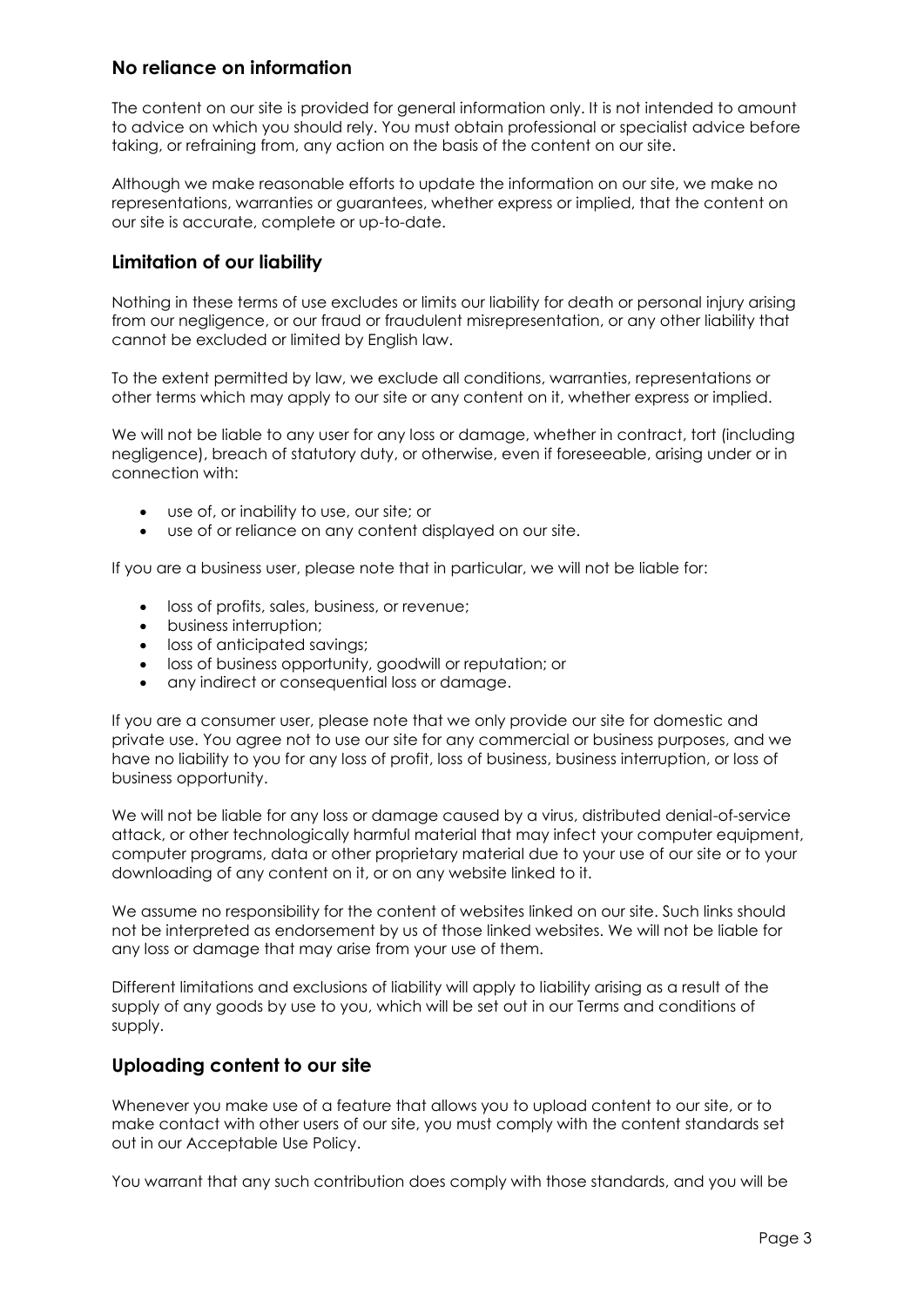## No reliance on information

The content on our site is provided for general information only. It is not intended to amount to advice on which you should rely. You must obtain professional or specialist advice before taking, or refraining from, any action on the basis of the content on our site.

Although we make reasonable efforts to update the information on our site, we make no representations, warranties or guarantees, whether express or implied, that the content on our site is accurate, complete or up-to-date.

## Limitation of our liability

Nothing in these terms of use excludes or limits our liability for death or personal injury arising from our negligence, or our fraud or fraudulent misrepresentation, or any other liability that cannot be excluded or limited by English law.

To the extent permitted by law, we exclude all conditions, warranties, representations or other terms which may apply to our site or any content on it, whether express or implied.

We will not be liable to any user for any loss or damage, whether in contract, tort (including negligence), breach of statutory duty, or otherwise, even if foreseeable, arising under or in connection with:

- use of, or inability to use, our site; or
- use of or reliance on any content displayed on our site.

If you are a business user, please note that in particular, we will not be liable for:

- loss of profits, sales, business, or revenue;
- business interruption;
- loss of anticipated savings;
- loss of business opportunity, goodwill or reputation; or
- any indirect or consequential loss or damage.

If you are a consumer user, please note that we only provide our site for domestic and private use. You agree not to use our site for any commercial or business purposes, and we have no liability to you for any loss of profit, loss of business, business interruption, or loss of business opportunity.

We will not be liable for any loss or damage caused by a virus, distributed denial-of-service attack, or other technologically harmful material that may infect your computer equipment, computer programs, data or other proprietary material due to your use of our site or to your downloading of any content on it, or on any website linked to it.

We assume no responsibility for the content of websites linked on our site. Such links should not be interpreted as endorsement by us of those linked websites. We will not be liable for any loss or damage that may arise from your use of them.

Different limitations and exclusions of liability will apply to liability arising as a result of the supply of any goods by use to you, which will be set out in our Terms and conditions of supply.

## Uploading content to our site

Whenever you make use of a feature that allows you to upload content to our site, or to make contact with other users of our site, you must comply with the content standards set out in our Acceptable Use Policy.

You warrant that any such contribution does comply with those standards, and you will be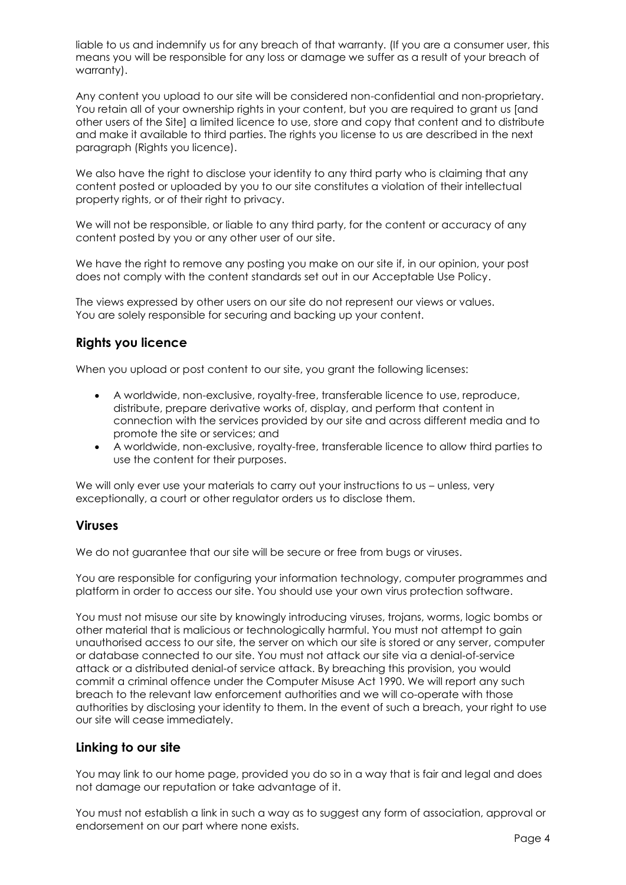liable to us and indemnify us for any breach of that warranty. (If you are a consumer user, this means you will be responsible for any loss or damage we suffer as a result of your breach of warranty).

Any content you upload to our site will be considered non-confidential and non-proprietary. You retain all of your ownership rights in your content, but you are required to grant us [and other users of the Site] a limited licence to use, store and copy that content and to distribute and make it available to third parties. The rights you license to us are described in the next paragraph (Rights you licence).

We also have the right to disclose your identity to any third party who is claiming that any content posted or uploaded by you to our site constitutes a violation of their intellectual property rights, or of their right to privacy.

We will not be responsible, or liable to any third party, for the content or accuracy of any content posted by you or any other user of our site.

We have the right to remove any posting you make on our site if, in our opinion, your post does not comply with the content standards set out in our Acceptable Use Policy.

The views expressed by other users on our site do not represent our views or values.
You are solely responsible for securing and backing up your content.

## Rights you licence

When you upload or post content to our site, you grant the following licenses:

- A worldwide, non-exclusive, royalty-free, transferable licence to use, reproduce, distribute, prepare derivative works of, display, and perform that content in connection with the services provided by our site and across different media and to promote the site or services; and
- A worldwide, non-exclusive, royalty-free, transferable licence to allow third parties to use the content for their purposes.

We will only ever use your materials to carry out your instructions to us – unless, very exceptionally, a court or other regulator orders us to disclose them.

## Viruses

We do not guarantee that our site will be secure or free from bugs or viruses.

You are responsible for configuring your information technology, computer programmes and platform in order to access our site. You should use your own virus protection software.

You must not misuse our site by knowingly introducing viruses, trojans, worms, logic bombs or other material that is malicious or technologically harmful. You must not attempt to gain unauthorised access to our site, the server on which our site is stored or any server, computer or database connected to our site. You must not attack our site via a denial-of-service attack or a distributed denial-of service attack. By breaching this provision, you would commit a criminal offence under the Computer Misuse Act 1990. We will report any such breach to the relevant law enforcement authorities and we will co-operate with those authorities by disclosing your identity to them. In the event of such a breach, your right to use our site will cease immediately.

## Linking to our site

You may link to our home page, provided you do so in a way that is fair and legal and does not damage our reputation or take advantage of it.

You must not establish a link in such a way as to suggest any form of association, approval or endorsement on our part where none exists.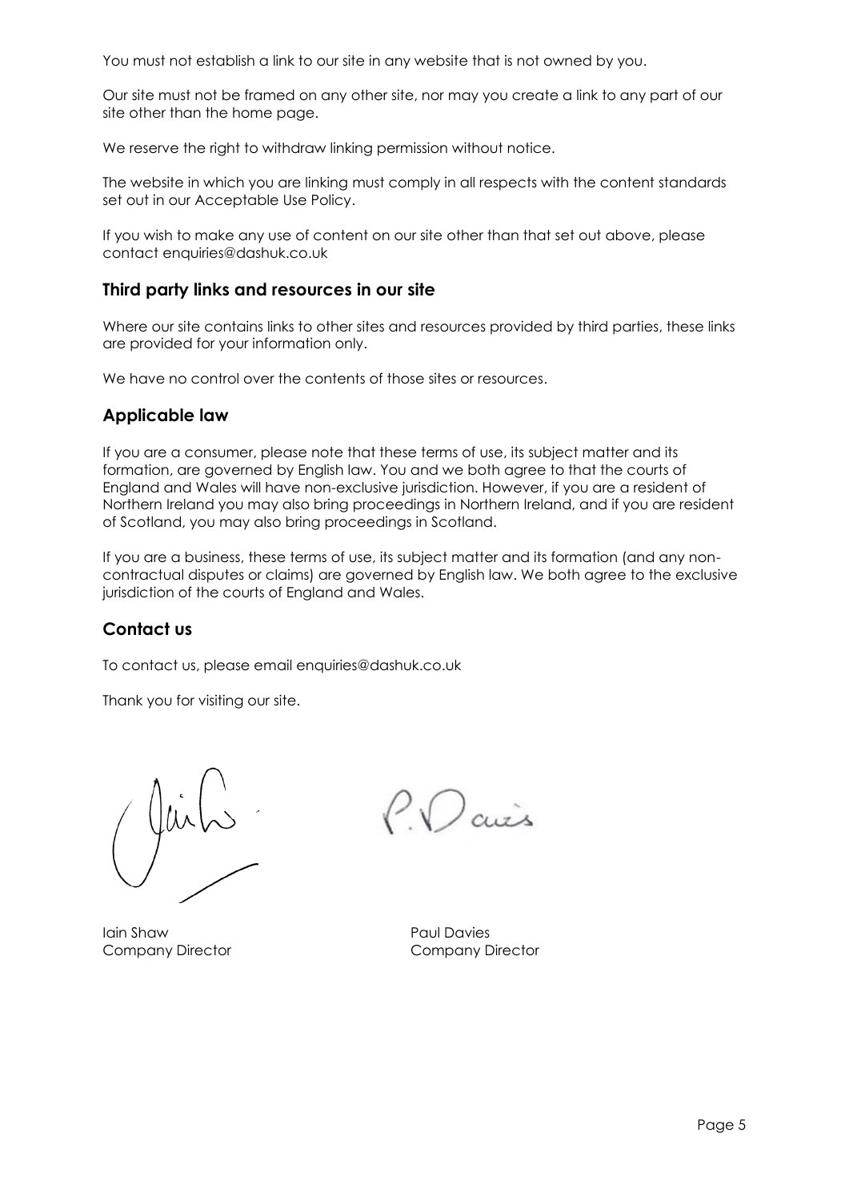You must not establish a link to our site in any website that is not owned by you.

Our site must not be framed on any other site, nor may you create a link to any part of our site other than the home page.

We reserve the right to withdraw linking permission without notice.

The website in which you are linking must comply in all respects with the content standards set out in our Acceptable Use Policy.

If you wish to make any use of content on our site other than that set out above, please contact enquiries@dashuk.co.uk

### Third party links and resources in our site

Where our site contains links to other sites and resources provided by third parties, these links are provided for your information only.

We have no control over the contents of those sites or resources.

### Applicable law

If you are a consumer, please note that these terms of use, its subject matter and its formation, are governed by English law. You and we both agree to that the courts of England and Wales will have non-exclusive jurisdiction. However, if you are a resident of Northern Ireland you may also bring proceedings in Northern Ireland, and if you are resident of Scotland, you may also bring proceedings in Scotland.

If you are a business, these terms of use, its subject matter and its formation (and any non-contractual disputes or claims) are governed by English law. We both agree to the exclusive jurisdiction of the courts of England and Wales.

### Contact us

To contact us, please email enquiries@dashuk.co.uk

Thank you for visiting our site.

Iain Shaw
Company Director

Paul Davies
Company Director